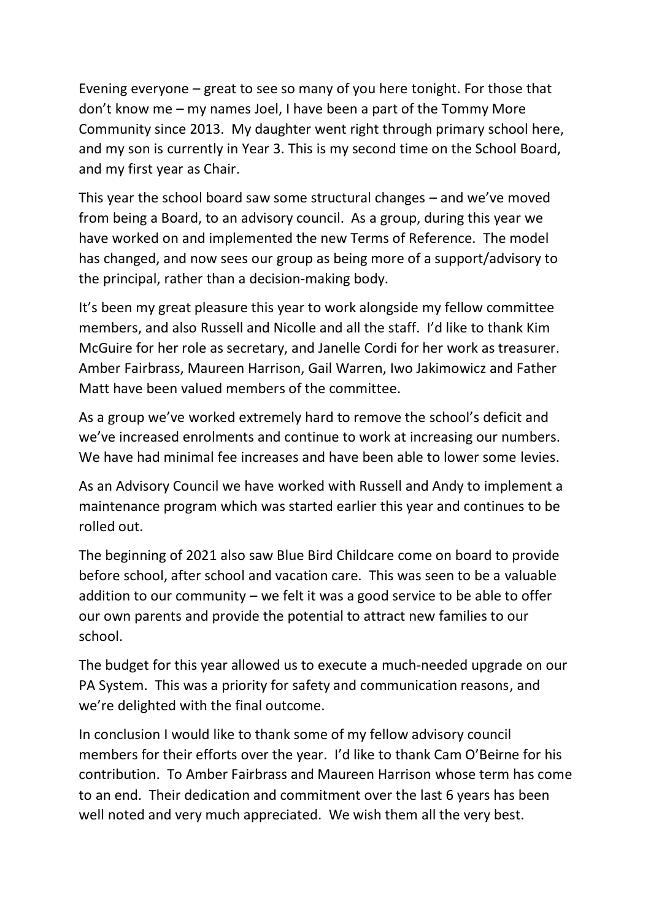Evening everyone – great to see so many of you here tonight. For those that don't know me – my names Joel, I have been a part of the Tommy More Community since 2013. My daughter went right through primary school here, and my son is currently in Year 3. This is my second time on the School Board, and my first year as Chair.

This year the school board saw some structural changes – and we've moved from being a Board, to an advisory council. As a group, during this year we have worked on and implemented the new Terms of Reference. The model has changed, and now sees our group as being more of a support/advisory to the principal, rather than a decision-making body.

It's been my great pleasure this year to work alongside my fellow committee members, and also Russell and Nicolle and all the staff. I'd like to thank Kim McGuire for her role as secretary, and Janelle Cordi for her work as treasurer. Amber Fairbrass, Maureen Harrison, Gail Warren, Iwo Jakimowicz and Father Matt have been valued members of the committee.

As a group we've worked extremely hard to remove the school's deficit and we've increased enrolments and continue to work at increasing our numbers. We have had minimal fee increases and have been able to lower some levies.

As an Advisory Council we have worked with Russell and Andy to implement a maintenance program which was started earlier this year and continues to be rolled out.

The beginning of 2021 also saw Blue Bird Childcare come on board to provide before school, after school and vacation care. This was seen to be a valuable addition to our community – we felt it was a good service to be able to offer our own parents and provide the potential to attract new families to our school.

The budget for this year allowed us to execute a much-needed upgrade on our PA System. This was a priority for safety and communication reasons, and we're delighted with the final outcome.

In conclusion I would like to thank some of my fellow advisory council members for their efforts over the year. I'd like to thank Cam O'Beirne for his contribution. To Amber Fairbrass and Maureen Harrison whose term has come to an end. Their dedication and commitment over the last 6 years has been well noted and very much appreciated. We wish them all the very best.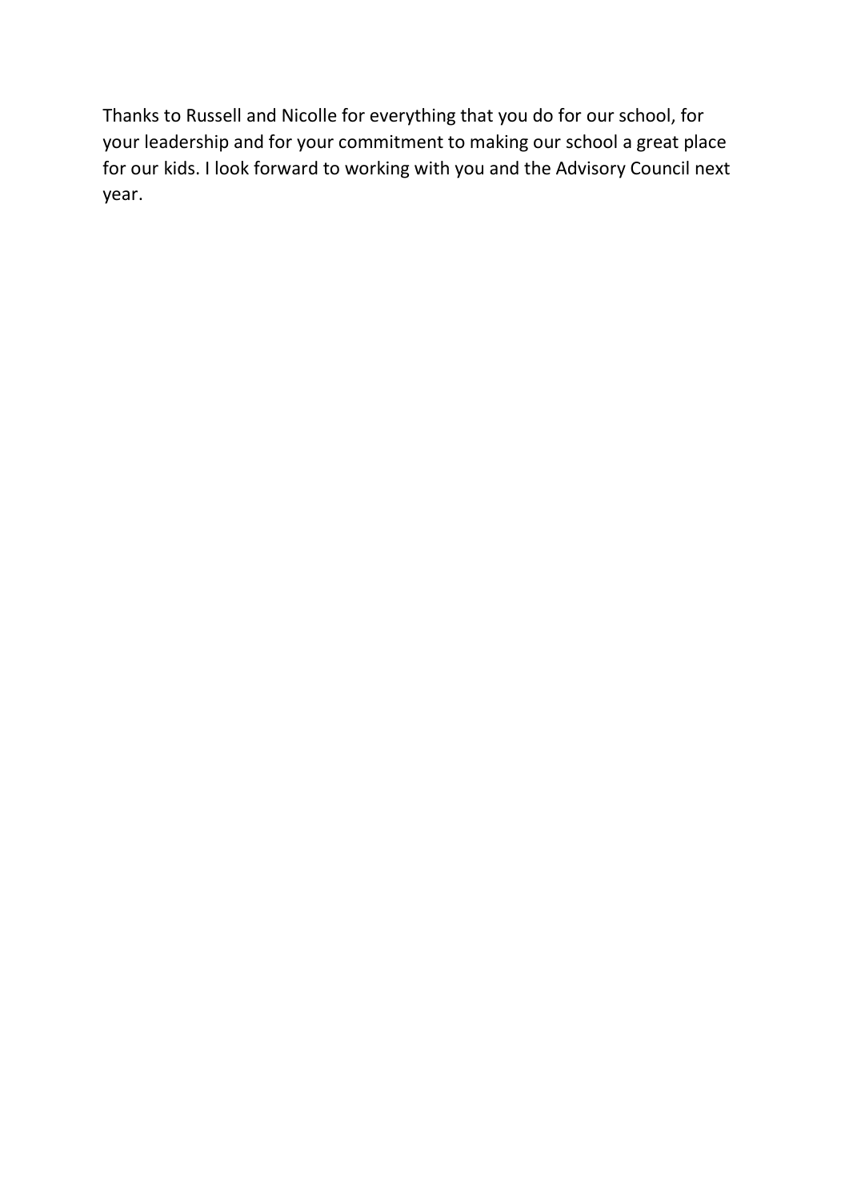Thanks to Russell and Nicolle for everything that you do for our school, for your leadership and for your commitment to making our school a great place for our kids. I look forward to working with you and the Advisory Council next year.